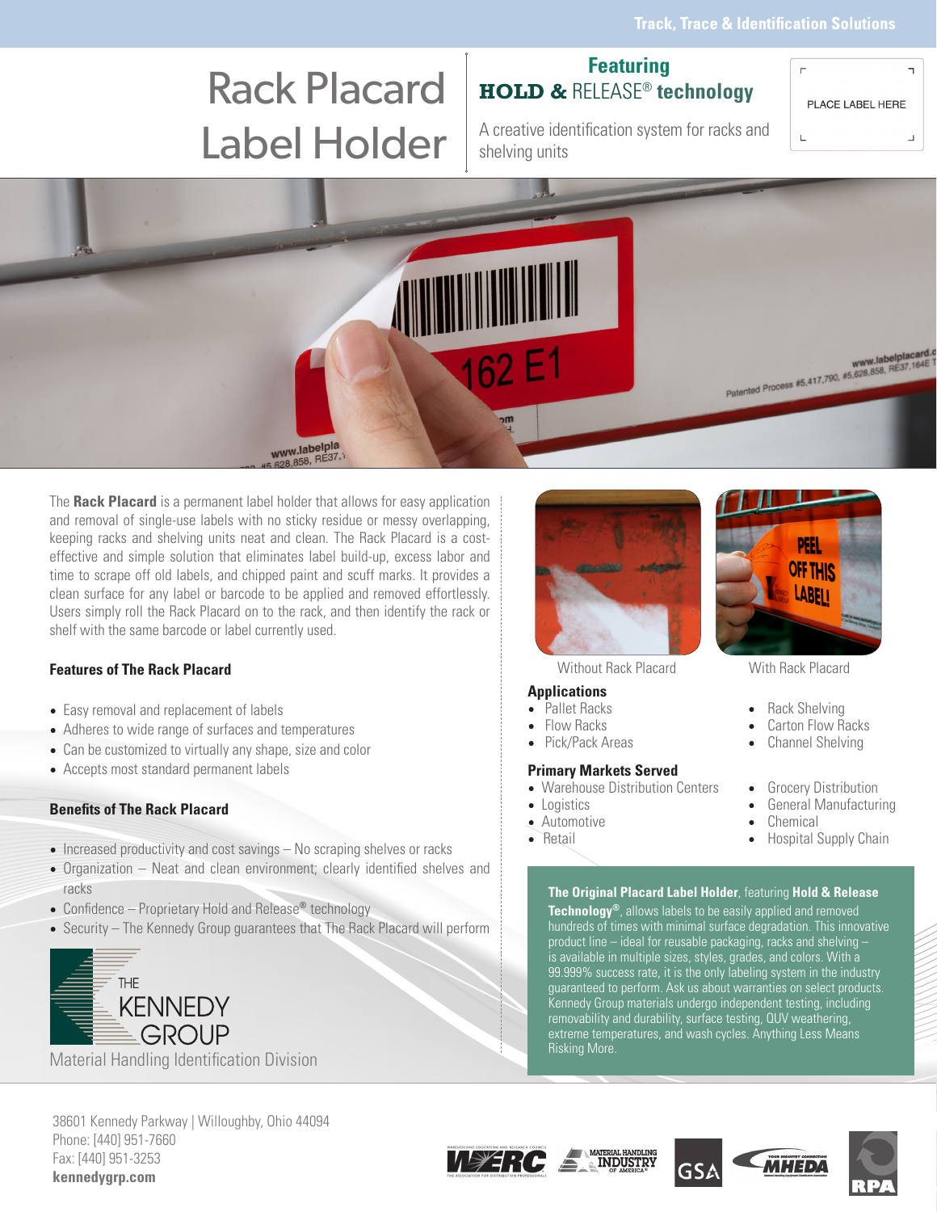Track, Trace & Identification Solutions

# Rack Placard Label Holder

## Featuring HOLD & RELEASE® technology

A creative identification system for racks and shelving units

PLACE LABEL HERE

The **Rack Placard** is a permanent label holder that allows for easy application and removal of single-use labels with no sticky residue or messy overlapping, keeping racks and shelving units neat and clean. The Rack Placard is a cost-effective and simple solution that eliminates label build-up, excess labor and time to scrape off old labels, and chipped paint and scuff marks. It provides a clean surface for any label or barcode to be applied and removed effortlessly. Users simply roll the Rack Placard on to the rack, and then identify the rack or shelf with the same barcode or label currently used.

### Features of The Rack Placard

- Easy removal and replacement of labels
- Adheres to wide range of surfaces and temperatures
- Can be customized to virtually any shape, size and color
- Accepts most standard permanent labels

### Benefits of The Rack Placard

- Increased productivity and cost savings – No scraping shelves or racks
- Organization – Neat and clean environment; clearly identified shelves and racks
- Confidence – Proprietary Hold and Release® technology
- Security – The Kennedy Group guarantees that The Rack Placard will perform

THE KENNEDY GROUP

Material Handling Identification Division

Without Rack Placard

With Rack Placard

### Applications

- Pallet Racks
- Flow Racks
- Pick/Pack Areas
- Rack Shelving
- Carton Flow Racks
- Channel Shelving

### Primary Markets Served

- Warehouse Distribution Centers
- Logistics
- Automotive
- Retail
- Grocery Distribution
- General Manufacturing
- Chemical
- Hospital Supply Chain

**The Original Placard Label Holder**, featuring **Hold & Release Technology®**, allows labels to be easily applied and removed hundreds of times with minimal surface degradation. This innovative product line – ideal for reusable packaging, racks and shelving – is available in multiple sizes, styles, grades, and colors. With a 99.999% success rate, it is the only labeling system in the industry guaranteed to perform. Ask us about warranties on select products. Kennedy Group materials undergo independent testing, including removability and durability, surface testing, QUV weathering, extreme temperatures, and wash cycles. Anything Less Means Risking More.

38601 Kennedy Parkway | Willoughby, Ohio 44094
Phone: [440] 951-7660
Fax: [440] 951-3253
**kennedygrp.com**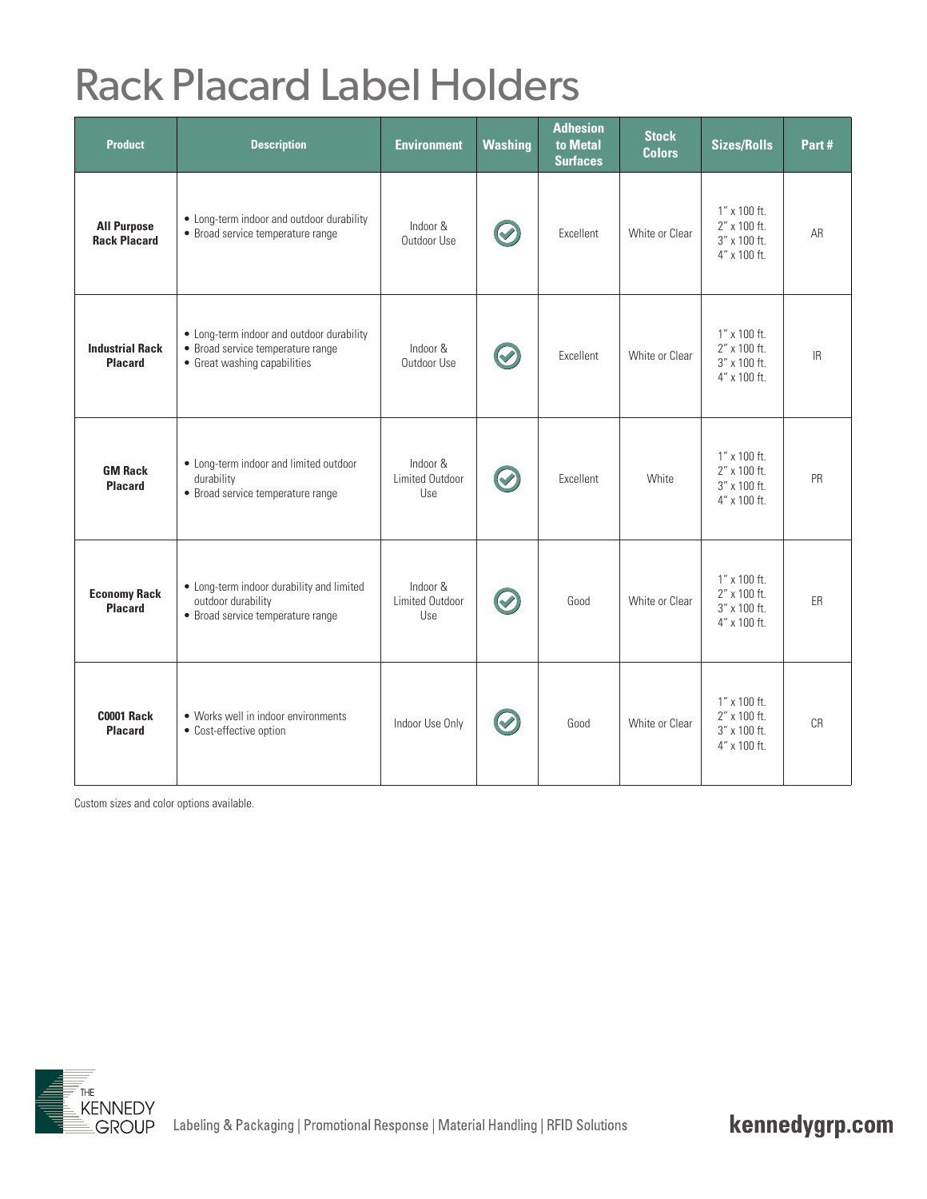# Rack Placard Label Holders

| Product | Description | Environment | Washing | Adhesion to Metal Surfaces | Stock Colors | Sizes/Rolls | Part # |
|---|---|---|---|---|---|---|---|
| **All Purpose Rack Placard** | • Long-term indoor and outdoor durability<br>• Broad service temperature range | Indoor & Outdoor Use | ✓ | Excellent | White or Clear | 1″ x 100 ft.<br>2″ x 100 ft.<br>3″ x 100 ft.<br>4″ x 100 ft. | AR |
| **Industrial Rack Placard** | • Long-term indoor and outdoor durability<br>• Broad service temperature range<br>• Great washing capabilities | Indoor & Outdoor Use | ✓ | Excellent | White or Clear | 1″ x 100 ft.<br>2″ x 100 ft.<br>3″ x 100 ft.<br>4″ x 100 ft. | IR |
| **GM Rack Placard** | • Long-term indoor and limited outdoor durability<br>• Broad service temperature range | Indoor & Limited Outdoor Use | ✓ | Excellent | White | 1″ x 100 ft.<br>2″ x 100 ft.<br>3″ x 100 ft.<br>4″ x 100 ft. | PR |
| **Economy Rack Placard** | • Long-term indoor durability and limited outdoor durability<br>• Broad service temperature range | Indoor & Limited Outdoor Use | ✓ | Good | White or Clear | 1″ x 100 ft.<br>2″ x 100 ft.<br>3″ x 100 ft.<br>4″ x 100 ft. | ER |
| **C0001 Rack Placard** | • Works well in indoor environments<br>• Cost-effective option | Indoor Use Only | ✓ | Good | White or Clear | 1″ x 100 ft.<br>2″ x 100 ft.<br>3″ x 100 ft.<br>4″ x 100 ft. | CR |

Custom sizes and color options available.

THE KENNEDY GROUP

Labeling & Packaging | Promotional Response | Material Handling | RFID Solutions

**kennedygrp.com**